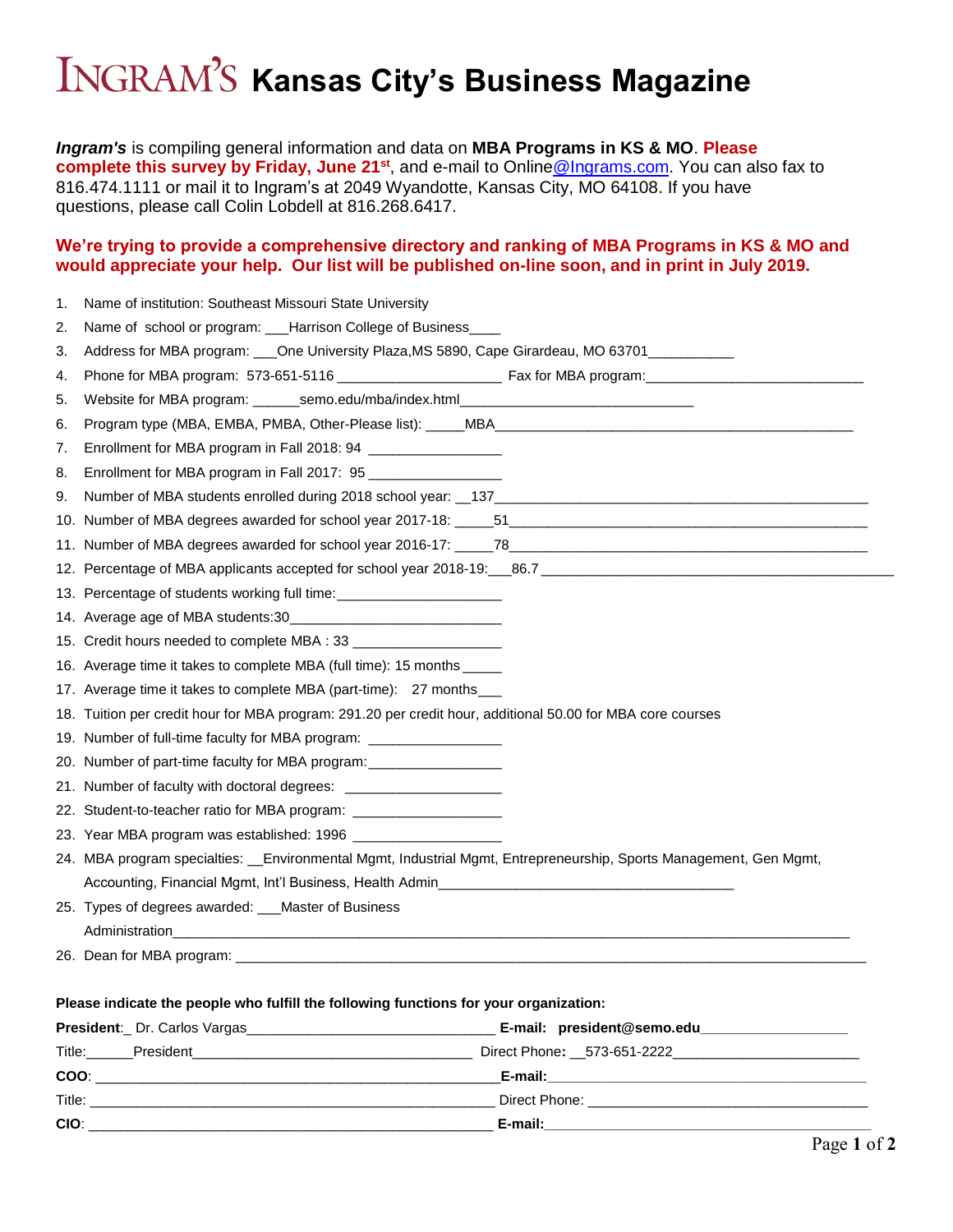# INGRAM'S Kansas City's Business Magazine

***Ingram's*** is compiling general information and data on **MBA Programs in KS & MO**. **Please complete this survey by Friday, June 21st**, and e-mail to Online@Ingrams.com. You can also fax to 816.474.1111 or mail it to Ingram's at 2049 Wyandotte, Kansas City, MO 64108. If you have questions, please call Colin Lobdell at 816.268.6417.

**We're trying to provide a comprehensive directory and ranking of MBA Programs in KS & MO and would appreciate your help. Our list will be published on-line soon, and in print in July 2019.**

1. Name of institution: Southeast Missouri State University
2. Name of school or program: ___Harrison College of Business____
3. Address for MBA program: ___One University Plaza,MS 5890, Cape Girardeau, MO 63701___________
4. Phone for MBA program: 573-651-5116 _____________________ Fax for MBA program:____________________________
5. Website for MBA program: ______semo.edu/mba/index.html_______________________________
6. Program type (MBA, EMBA, PMBA, Other-Please list): _____MBA_________________________________________________
7. Enrollment for MBA program in Fall 2018: 94 _________________
8. Enrollment for MBA program in Fall 2017: 95 _________________
9. Number of MBA students enrolled during 2018 school year: __137__________________________________________________
10. Number of MBA degrees awarded for school year 2017-18: _____51______________________________________________
11. Number of MBA degrees awarded for school year 2016-17: _____78______________________________________________
12. Percentage of MBA applicants accepted for school year 2018-19:___86.7 _______________________________________________
13. Percentage of students working full time:_____________________
14. Average age of MBA students:30____________________________
15. Credit hours needed to complete MBA : 33 ___________________
16. Average time it takes to complete MBA (full time): 15 months _____
17. Average time it takes to complete MBA (part-time): 27 months___
18. Tuition per credit hour for MBA program: 291.20 per credit hour, additional 50.00 for MBA core courses
19. Number of full-time faculty for MBA program: _________________
20. Number of part-time faculty for MBA program:_________________
21. Number of faculty with doctoral degrees: ____________________
22. Student-to-teacher ratio for MBA program: ___________________
23. Year MBA program was established: 1996 ___________________
24. MBA program specialties: __Environmental Mgmt, Industrial Mgmt, Entrepreneurship, Sports Management, Gen Mgmt, Accounting, Financial Mgmt, Int'l Business, Health Admin_____________________________________
25. Types of degrees awarded: ___Master of Business Administration_____________________________________________________________________________________
26. Dean for MBA program: _________________________________________________________________________________

**Please indicate the people who fulfill the following functions for your organization:**

**President**:_ Dr. Carlos Vargas_______________________________ **E-mail: president@semo.edu**__________________

Title:______President___________________________________ Direct Phone**:** __573-651-2222________________________

**COO**: ___________________________________________________**E-mail:**_________________________________________

Title: ____________________________________________________ Direct Phone: ___________________________________

**CIO**: ____________________________________________________ **E-mail:**_________________________________________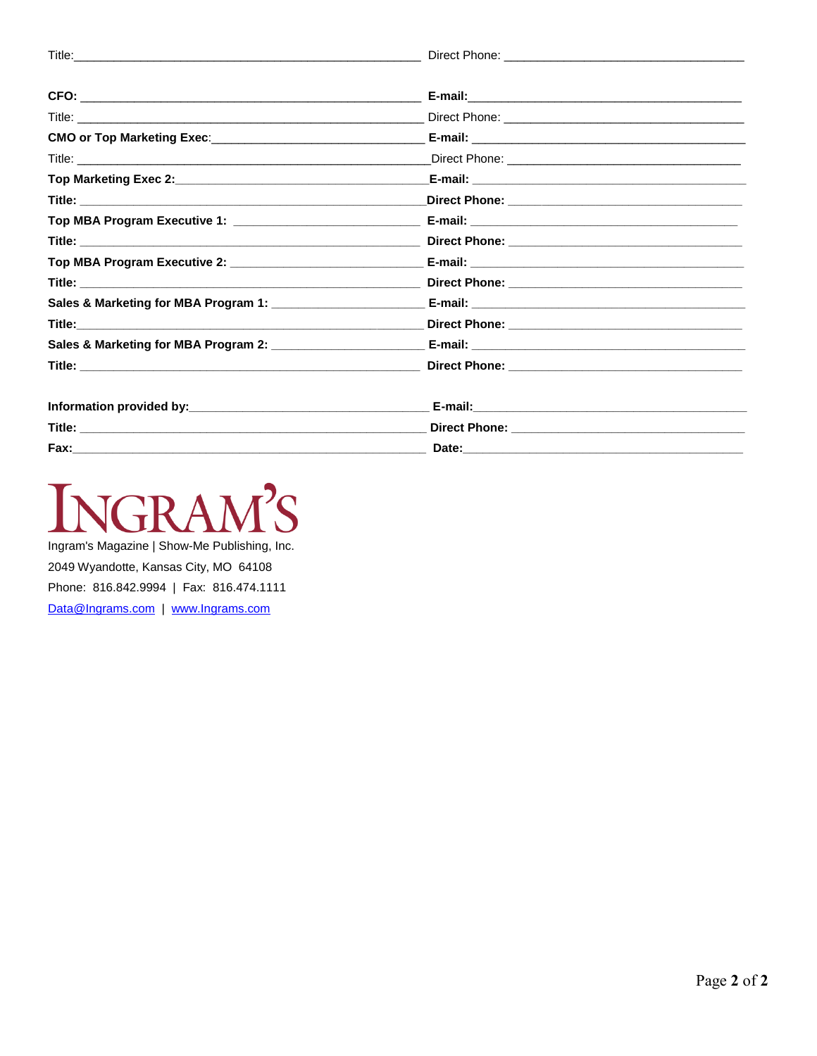Title:\_\_\_\_\_\_\_\_\_\_\_\_\_\_\_\_\_\_\_\_\_\_\_\_\_\_\_\_\_\_\_\_\_\_\_\_\_\_\_\_\_\_\_\_\_\_\_\_\_\_\_\_ Direct Phone: \_\_\_\_\_\_\_\_\_\_\_\_\_\_\_\_\_\_\_\_\_\_\_\_\_\_\_\_\_\_\_\_\_\_\_\_\_\_

**CFO:** \_\_\_\_\_\_\_\_\_\_\_\_\_\_\_\_\_\_\_\_\_\_\_\_\_\_\_\_\_\_\_\_\_\_\_\_\_\_\_\_\_\_\_\_\_\_\_\_\_\_\_ **E-mail:**\_\_\_\_\_\_\_\_\_\_\_\_\_\_\_\_\_\_\_\_\_\_\_\_\_\_\_\_\_\_\_\_\_\_\_\_\_\_\_\_\_\_

Title: \_\_\_\_\_\_\_\_\_\_\_\_\_\_\_\_\_\_\_\_\_\_\_\_\_\_\_\_\_\_\_\_\_\_\_\_\_\_\_\_\_\_\_\_\_\_\_\_\_\_\_\_ Direct Phone: \_\_\_\_\_\_\_\_\_\_\_\_\_\_\_\_\_\_\_\_\_\_\_\_\_\_\_\_\_\_\_\_\_\_\_\_\_\_

**CMO or Top Marketing Exec**:\_\_\_\_\_\_\_\_\_\_\_\_\_\_\_\_\_\_\_\_\_\_\_\_\_\_\_\_\_\_\_\_\_\_\_ **E-mail:** \_\_\_\_\_\_\_\_\_\_\_\_\_\_\_\_\_\_\_\_\_\_\_\_\_\_\_\_\_\_\_\_\_\_\_\_\_\_\_\_\_\_

Title: \_\_\_\_\_\_\_\_\_\_\_\_\_\_\_\_\_\_\_\_\_\_\_\_\_\_\_\_\_\_\_\_\_\_\_\_\_\_\_\_\_\_\_\_\_\_\_\_\_\_\_\_\_Direct Phone: \_\_\_\_\_\_\_\_\_\_\_\_\_\_\_\_\_\_\_\_\_\_\_\_\_\_\_\_\_\_\_\_\_\_\_\_\_

**Top Marketing Exec 2:**\_\_\_\_\_\_\_\_\_\_\_\_\_\_\_\_\_\_\_\_\_\_\_\_\_\_\_\_\_\_\_\_\_\_\_\_\_\_\_\_\_**E-mail:** \_\_\_\_\_\_\_\_\_\_\_\_\_\_\_\_\_\_\_\_\_\_\_\_\_\_\_\_\_\_\_\_\_\_\_\_\_\_\_\_\_\_

**Title:** \_\_\_\_\_\_\_\_\_\_\_\_\_\_\_\_\_\_\_\_\_\_\_\_\_\_\_\_\_\_\_\_\_\_\_\_\_\_\_\_\_\_\_\_\_\_\_\_\_\_\_\_**Direct Phone:** \_\_\_\_\_\_\_\_\_\_\_\_\_\_\_\_\_\_\_\_\_\_\_\_\_\_\_\_\_\_\_\_\_\_\_\_\_

**Top MBA Program Executive 1:** \_\_\_\_\_\_\_\_\_\_\_\_\_\_\_\_\_\_\_\_\_\_\_\_\_\_\_\_\_ **E-mail:** \_\_\_\_\_\_\_\_\_\_\_\_\_\_\_\_\_\_\_\_\_\_\_\_\_\_\_\_\_\_\_\_\_\_\_\_\_\_\_

**Title:** \_\_\_\_\_\_\_\_\_\_\_\_\_\_\_\_\_\_\_\_\_\_\_\_\_\_\_\_\_\_\_\_\_\_\_\_\_\_\_\_\_\_\_\_\_\_\_\_\_\_\_ **Direct Phone:** \_\_\_\_\_\_\_\_\_\_\_\_\_\_\_\_\_\_\_\_\_\_\_\_\_\_\_\_\_\_\_\_\_\_\_\_\_

**Top MBA Program Executive 2:** \_\_\_\_\_\_\_\_\_\_\_\_\_\_\_\_\_\_\_\_\_\_\_\_\_\_\_\_\_\_ **E-mail:** \_\_\_\_\_\_\_\_\_\_\_\_\_\_\_\_\_\_\_\_\_\_\_\_\_\_\_\_\_\_\_\_\_\_\_\_\_\_\_\_\_\_

**Title:** \_\_\_\_\_\_\_\_\_\_\_\_\_\_\_\_\_\_\_\_\_\_\_\_\_\_\_\_\_\_\_\_\_\_\_\_\_\_\_\_\_\_\_\_\_\_\_\_\_\_\_ **Direct Phone:** \_\_\_\_\_\_\_\_\_\_\_\_\_\_\_\_\_\_\_\_\_\_\_\_\_\_\_\_\_\_\_\_\_\_\_\_\_

**Sales & Marketing for MBA Program 1:** \_\_\_\_\_\_\_\_\_\_\_\_\_\_\_\_\_\_\_\_\_\_\_\_ **E-mail:** \_\_\_\_\_\_\_\_\_\_\_\_\_\_\_\_\_\_\_\_\_\_\_\_\_\_\_\_\_\_\_\_\_\_\_\_\_\_\_\_\_\_

**Title:**\_\_\_\_\_\_\_\_\_\_\_\_\_\_\_\_\_\_\_\_\_\_\_\_\_\_\_\_\_\_\_\_\_\_\_\_\_\_\_\_\_\_\_\_\_\_\_\_\_\_\_\_ **Direct Phone:** \_\_\_\_\_\_\_\_\_\_\_\_\_\_\_\_\_\_\_\_\_\_\_\_\_\_\_\_\_\_\_\_\_\_\_\_\_

**Sales & Marketing for MBA Program 2:** \_\_\_\_\_\_\_\_\_\_\_\_\_\_\_\_\_\_\_\_\_\_\_\_ **E-mail:** \_\_\_\_\_\_\_\_\_\_\_\_\_\_\_\_\_\_\_\_\_\_\_\_\_\_\_\_\_\_\_\_\_\_\_\_\_\_\_\_\_\_

**Title:** \_\_\_\_\_\_\_\_\_\_\_\_\_\_\_\_\_\_\_\_\_\_\_\_\_\_\_\_\_\_\_\_\_\_\_\_\_\_\_\_\_\_\_\_\_\_\_\_\_\_\_ **Direct Phone:** \_\_\_\_\_\_\_\_\_\_\_\_\_\_\_\_\_\_\_\_\_\_\_\_\_\_\_\_\_\_\_\_\_\_\_\_\_

**Information provided by:**\_\_\_\_\_\_\_\_\_\_\_\_\_\_\_\_\_\_\_\_\_\_\_\_\_\_\_\_\_\_\_\_\_\_\_\_\_\_ **E-mail:**\_\_\_\_\_\_\_\_\_\_\_\_\_\_\_\_\_\_\_\_\_\_\_\_\_\_\_\_\_\_\_\_\_\_\_\_\_\_\_\_\_\_

**Title:** \_\_\_\_\_\_\_\_\_\_\_\_\_\_\_\_\_\_\_\_\_\_\_\_\_\_\_\_\_\_\_\_\_\_\_\_\_\_\_\_\_\_\_\_\_\_\_\_\_\_\_\_ **Direct Phone:** \_\_\_\_\_\_\_\_\_\_\_\_\_\_\_\_\_\_\_\_\_\_\_\_\_\_\_\_\_\_\_\_\_\_\_\_\_

**Fax:**\_\_\_\_\_\_\_\_\_\_\_\_\_\_\_\_\_\_\_\_\_\_\_\_\_\_\_\_\_\_\_\_\_\_\_\_\_\_\_\_\_\_\_\_\_\_\_\_\_\_\_\_\_ **Date:**\_\_\_\_\_\_\_\_\_\_\_\_\_\_\_\_\_\_\_\_\_\_\_\_\_\_\_\_\_\_\_\_\_\_\_\_\_\_\_\_\_\_\_

INGRAM'S

Ingram's Magazine | Show-Me Publishing, Inc.

2049 Wyandotte, Kansas City, MO 64108

Phone: 816.842.9994 | Fax: 816.474.1111

Data@Ingrams.com | www.Ingrams.com